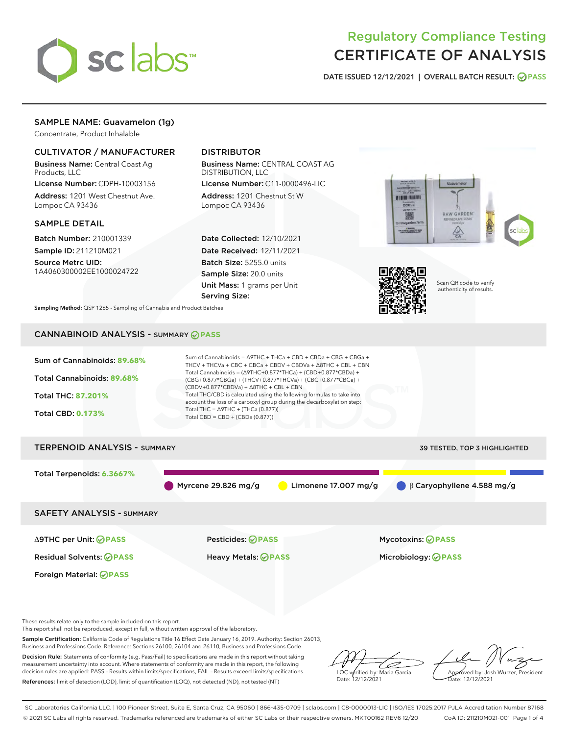# Regulatory Compliance Testing
# CERTIFICATE OF ANALYSIS

DATE ISSUED 12/12/2021 | OVERALL BATCH RESULT: PASS

## SAMPLE NAME: Guavamelon (1g)

Concentrate, Product Inhalable

### CULTIVATOR / MANUFACTURER

**Business Name:** Central Coast Ag Products, LLC

**License Number:** CDPH-10003156

**Address:** 1201 West Chestnut Ave. Lompoc CA 93436

### DISTRIBUTOR

**Business Name:** CENTRAL COAST AG DISTRIBUTION, LLC

**License Number:** C11-0000496-LIC

**Address:** 1201 Chestnut St W Lompoc CA 93436

### SAMPLE DETAIL

**Batch Number:** 210001339

**Sample ID:** 211210M021

**Source Metrc UID:** 1A4060300002EE1000024722

**Date Collected:** 12/10/2021

**Date Received:** 12/11/2021

**Batch Size:** 5255.0 units

**Sample Size:** 20.0 units

**Unit Mass:** 1 grams per Unit

**Serving Size:**

Scan QR code to verify authenticity of results.

**Sampling Method:** QSP 1265 - Sampling of Cannabis and Product Batches

## CANNABINOID ANALYSIS - SUMMARY PASS

Sum of Cannabinoids: **89.68%**

Total Cannabinoids: **89.68%**

Total THC: **87.201%**

Total CBD: **0.173%**

Sum of Cannabinoids = Δ9THC + THCa + CBD + CBDa + CBG + CBGa + THCV + THCVa + CBC + CBCa + CBDV + CBDVa + Δ8THC + CBL + CBN

Total Cannabinoids = (Δ9THC+0.877*THCa) + (CBD+0.877*CBDa) + (CBG+0.877*CBGa) + (THCV+0.877*THCVa) + (CBC+0.877*CBCa) + (CBDV+0.877*CBDVa) + Δ8THC + CBL + CBN

Total THC/CBD is calculated using the following formulas to take into account the loss of a carboxyl group during the decarboxylation step:

Total THC = Δ9THC + (THCa (0.877))

Total CBD = CBD + (CBDa (0.877))

## TERPENOID ANALYSIS - SUMMARY

39 TESTED, TOP 3 HIGHLIGHTED

Total Terpenoids: **6.3667%**

- Myrcene 29.826 mg/g
- Limonene 17.007 mg/g
- β Caryophyllene 4.588 mg/g

## SAFETY ANALYSIS - SUMMARY

| | | |
|---|---|---|
| Δ9THC per Unit: PASS | Pesticides: PASS | Mycotoxins: PASS |
| Residual Solvents: PASS | Heavy Metals: PASS | Microbiology: PASS |
| Foreign Material: PASS | | |

These results relate only to the sample included on this report.
This report shall not be reproduced, except in full, without written approval of the laboratory.

**Sample Certification:** California Code of Regulations Title 16 Effect Date January 16, 2019. Authority: Section 26013, Business and Professions Code. Reference: Sections 26100, 26104 and 26110, Business and Professions Code.

**Decision Rule:** Statements of conformity (e.g. Pass/Fail) to specifications are made in this report without taking measurement uncertainty into account. Where statements of conformity are made in this report, the following decision rules are applied: PASS – Results within limits/specifications, FAIL – Results exceed limits/specifications.

**References:** limit of detection (LOD), limit of quantification (LOQ), not detected (ND), not tested (NT)

LQC verified by: Maria Garcia
Date: 12/12/2021

Approved by: Josh Wurzer, President
Date: 12/12/2021

SC Laboratories California LLC. | 100 Pioneer Street, Suite E, Santa Cruz, CA 95060 | 866-435-0709 | sclabs.com | C8-0000013-LIC | ISO/IES 17025:2017 PJLA Accreditation Number 87168
© 2021 SC Labs all rights reserved. Trademarks referenced are trademarks of either SC Labs or their respective owners. MKT00162 REV6 12/20 CoA ID: 211210M021-001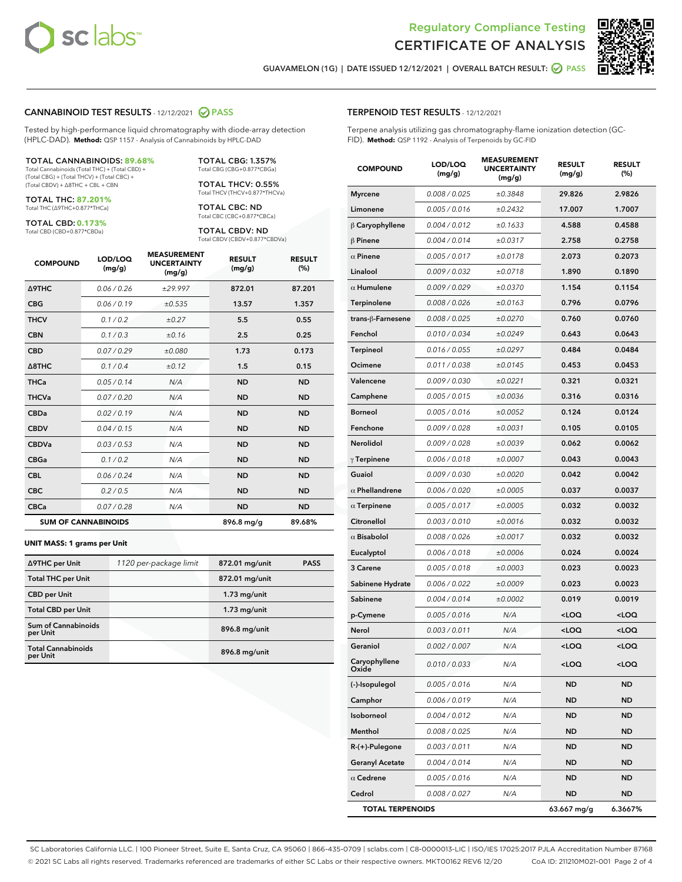Regulatory Compliance Testing

# CERTIFICATE OF ANALYSIS

GUAVAMELON (1G) | DATE ISSUED 12/12/2021 | OVERALL BATCH RESULT: PASS

## CANNABINOID TEST RESULTS - 12/12/2021 PASS

Tested by high-performance liquid chromatography with diode-array detection (HPLC-DAD). **Method:** QSP 1157 - Analysis of Cannabinoids by HPLC-DAD

**TOTAL CANNABINOIDS: 89.68%**
Total Cannabinoids (Total THC) + (Total CBD) + (Total CBG) + (Total THCV) + (Total CBC) + (Total CBDV) + Δ8THC + CBL + CBN

**TOTAL THC: 87.201%**
Total THC (Δ9THC+0.877*THCa)

**TOTAL CBD: 0.173%**
Total CBD (CBD+0.877*CBDa)

**TOTAL CBG: 1.357%**
Total CBG (CBG+0.877*CBGa)

**TOTAL THCV: 0.55%**
Total THCV (THCV+0.877*THCVa)

**TOTAL CBC: ND**
Total CBC (CBC+0.877*CBCa)

**TOTAL CBDV: ND**
Total CBDV (CBDV+0.877*CBDVa)

| COMPOUND | LOD/LOQ (mg/g) | MEASUREMENT UNCERTAINTY (mg/g) | RESULT (mg/g) | RESULT (%) |
|---|---|---|---|---|
| Δ9THC | 0.06 / 0.26 | ±29.997 | 872.01 | 87.201 |
| CBG | 0.06 / 0.19 | ±0.535 | 13.57 | 1.357 |
| THCV | 0.1 / 0.2 | ±0.27 | 5.5 | 0.55 |
| CBN | 0.1 / 0.3 | ±0.16 | 2.5 | 0.25 |
| CBD | 0.07 / 0.29 | ±0.080 | 1.73 | 0.173 |
| Δ8THC | 0.1 / 0.4 | ±0.12 | 1.5 | 0.15 |
| THCa | 0.05 / 0.14 | N/A | ND | ND |
| THCVa | 0.07 / 0.20 | N/A | ND | ND |
| CBDa | 0.02 / 0.19 | N/A | ND | ND |
| CBDV | 0.04 / 0.15 | N/A | ND | ND |
| CBDVa | 0.03 / 0.53 | N/A | ND | ND |
| CBGa | 0.1 / 0.2 | N/A | ND | ND |
| CBL | 0.06 / 0.24 | N/A | ND | ND |
| CBC | 0.2 / 0.5 | N/A | ND | ND |
| CBCa | 0.07 / 0.28 | N/A | ND | ND |
| **SUM OF CANNABINOIDS** | | | 896.8 mg/g | 89.68% |

**UNIT MASS: 1 grams per Unit**

| | | | |
|---|---|---|---|
| Δ9THC per Unit | 1120 per-package limit | 872.01 mg/unit | PASS |
| Total THC per Unit | | 872.01 mg/unit | |
| CBD per Unit | | 1.73 mg/unit | |
| Total CBD per Unit | | 1.73 mg/unit | |
| Sum of Cannabinoids per Unit | | 896.8 mg/unit | |
| Total Cannabinoids per Unit | | 896.8 mg/unit | |

## TERPENOID TEST RESULTS - 12/12/2021

Terpene analysis utilizing gas chromatography-flame ionization detection (GC-FID). **Method:** QSP 1192 - Analysis of Terpenoids by GC-FID

| COMPOUND | LOD/LOQ (mg/g) | MEASUREMENT UNCERTAINTY (mg/g) | RESULT (mg/g) | RESULT (%) |
|---|---|---|---|---|
| Myrcene | 0.008 / 0.025 | ±0.3848 | 29.826 | 2.9826 |
| Limonene | 0.005 / 0.016 | ±0.2432 | 17.007 | 1.7007 |
| β Caryophyllene | 0.004 / 0.012 | ±0.1633 | 4.588 | 0.4588 |
| β Pinene | 0.004 / 0.014 | ±0.0317 | 2.758 | 0.2758 |
| α Pinene | 0.005 / 0.017 | ±0.0178 | 2.073 | 0.2073 |
| Linalool | 0.009 / 0.032 | ±0.0718 | 1.890 | 0.1890 |
| α Humulene | 0.009 / 0.029 | ±0.0370 | 1.154 | 0.1154 |
| Terpinolene | 0.008 / 0.026 | ±0.0163 | 0.796 | 0.0796 |
| trans-β-Farnesene | 0.008 / 0.025 | ±0.0270 | 0.760 | 0.0760 |
| Fenchol | 0.010 / 0.034 | ±0.0249 | 0.643 | 0.0643 |
| Terpineol | 0.016 / 0.055 | ±0.0297 | 0.484 | 0.0484 |
| Ocimene | 0.011 / 0.038 | ±0.0145 | 0.453 | 0.0453 |
| Valencene | 0.009 / 0.030 | ±0.0221 | 0.321 | 0.0321 |
| Camphene | 0.005 / 0.015 | ±0.0036 | 0.316 | 0.0316 |
| Borneol | 0.005 / 0.016 | ±0.0052 | 0.124 | 0.0124 |
| Fenchone | 0.009 / 0.028 | ±0.0031 | 0.105 | 0.0105 |
| Nerolidol | 0.009 / 0.028 | ±0.0039 | 0.062 | 0.0062 |
| γ Terpinene | 0.006 / 0.018 | ±0.0007 | 0.043 | 0.0043 |
| Guaiol | 0.009 / 0.030 | ±0.0020 | 0.042 | 0.0042 |
| α Phellandrene | 0.006 / 0.020 | ±0.0005 | 0.037 | 0.0037 |
| α Terpinene | 0.005 / 0.017 | ±0.0005 | 0.032 | 0.0032 |
| Citronellol | 0.003 / 0.010 | ±0.0016 | 0.032 | 0.0032 |
| α Bisabolol | 0.008 / 0.026 | ±0.0017 | 0.032 | 0.0032 |
| Eucalyptol | 0.006 / 0.018 | ±0.0006 | 0.024 | 0.0024 |
| 3 Carene | 0.005 / 0.018 | ±0.0003 | 0.023 | 0.0023 |
| Sabinene Hydrate | 0.006 / 0.022 | ±0.0009 | 0.023 | 0.0023 |
| Sabinene | 0.004 / 0.014 | ±0.0002 | 0.019 | 0.0019 |
| p-Cymene | 0.005 / 0.016 | N/A | <LOQ | <LOQ |
| Nerol | 0.003 / 0.011 | N/A | <LOQ | <LOQ |
| Geraniol | 0.002 / 0.007 | N/A | <LOQ | <LOQ |
| Caryophyllene Oxide | 0.010 / 0.033 | N/A | <LOQ | <LOQ |
| (-)-Isopulegol | 0.005 / 0.016 | N/A | ND | ND |
| Camphor | 0.006 / 0.019 | N/A | ND | ND |
| Isoborneol | 0.004 / 0.012 | N/A | ND | ND |
| Menthol | 0.008 / 0.025 | N/A | ND | ND |
| R-(+)-Pulegone | 0.003 / 0.011 | N/A | ND | ND |
| Geranyl Acetate | 0.004 / 0.014 | N/A | ND | ND |
| α Cedrene | 0.005 / 0.016 | N/A | ND | ND |
| Cedrol | 0.008 / 0.027 | N/A | ND | ND |
| **TOTAL TERPENOIDS** | | | 63.667 mg/g | 6.3667% |

SC Laboratories California LLC. | 100 Pioneer Street, Suite E, Santa Cruz, CA 95060 | 866-435-0709 | sclabs.com | C8-0000013-LIC | ISO/IES 17025:2017 PJLA Accreditation Number 87168
© 2021 SC Labs all rights reserved. Trademarks referenced are trademarks of either SC Labs or their respective owners. MKT00162 REV6 12/20 CoA ID: 211210M021-001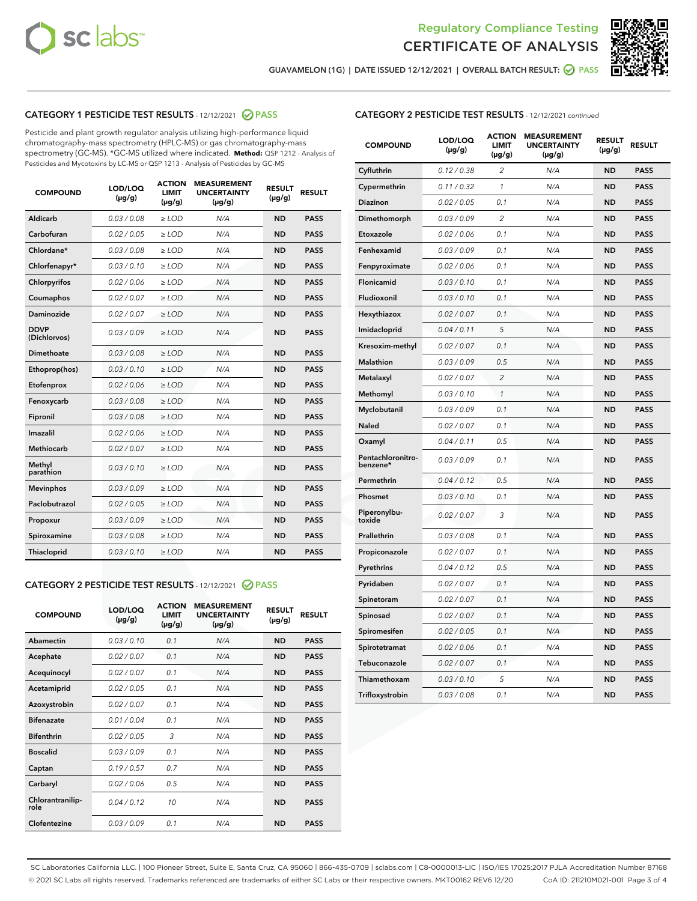Regulatory Compliance Testing
CERTIFICATE OF ANALYSIS

GUAVAMELON (1G) | DATE ISSUED 12/12/2021 | OVERALL BATCH RESULT: PASS

## CATEGORY 1 PESTICIDE TEST RESULTS - 12/12/2021 PASS

Pesticide and plant growth regulator analysis utilizing high-performance liquid chromatography-mass spectrometry (HPLC-MS) or gas chromatography-mass spectrometry (GC-MS). *GC-MS utilized where indicated. **Method:** QSP 1212 - Analysis of Pesticides and Mycotoxins by LC-MS or QSP 1213 - Analysis of Pesticides by GC-MS

| COMPOUND | LOD/LOQ (µg/g) | ACTION LIMIT (µg/g) | MEASUREMENT UNCERTAINTY (µg/g) | RESULT (µg/g) | RESULT |
|---|---|---|---|---|---|
| Aldicarb | 0.03 / 0.08 | ≥ LOD | N/A | ND | PASS |
| Carbofuran | 0.02 / 0.05 | ≥ LOD | N/A | ND | PASS |
| Chlordane* | 0.03 / 0.08 | ≥ LOD | N/A | ND | PASS |
| Chlorfenapyr* | 0.03 / 0.10 | ≥ LOD | N/A | ND | PASS |
| Chlorpyrifos | 0.02 / 0.06 | ≥ LOD | N/A | ND | PASS |
| Coumaphos | 0.02 / 0.07 | ≥ LOD | N/A | ND | PASS |
| Daminozide | 0.02 / 0.07 | ≥ LOD | N/A | ND | PASS |
| DDVP (Dichlorvos) | 0.03 / 0.09 | ≥ LOD | N/A | ND | PASS |
| Dimethoate | 0.03 / 0.08 | ≥ LOD | N/A | ND | PASS |
| Ethoprop(hos) | 0.03 / 0.10 | ≥ LOD | N/A | ND | PASS |
| Etofenprox | 0.02 / 0.06 | ≥ LOD | N/A | ND | PASS |
| Fenoxycarb | 0.03 / 0.08 | ≥ LOD | N/A | ND | PASS |
| Fipronil | 0.03 / 0.08 | ≥ LOD | N/A | ND | PASS |
| Imazalil | 0.02 / 0.06 | ≥ LOD | N/A | ND | PASS |
| Methiocarb | 0.02 / 0.07 | ≥ LOD | N/A | ND | PASS |
| Methyl parathion | 0.03 / 0.10 | ≥ LOD | N/A | ND | PASS |
| Mevinphos | 0.03 / 0.09 | ≥ LOD | N/A | ND | PASS |
| Paclobutrazol | 0.02 / 0.05 | ≥ LOD | N/A | ND | PASS |
| Propoxur | 0.03 / 0.09 | ≥ LOD | N/A | ND | PASS |
| Spiroxamine | 0.03 / 0.08 | ≥ LOD | N/A | ND | PASS |
| Thiacloprid | 0.03 / 0.10 | ≥ LOD | N/A | ND | PASS |

## CATEGORY 2 PESTICIDE TEST RESULTS - 12/12/2021 PASS

| COMPOUND | LOD/LOQ (µg/g) | ACTION LIMIT (µg/g) | MEASUREMENT UNCERTAINTY (µg/g) | RESULT (µg/g) | RESULT |
|---|---|---|---|---|---|
| Abamectin | 0.03 / 0.10 | 0.1 | N/A | ND | PASS |
| Acephate | 0.02 / 0.07 | 0.1 | N/A | ND | PASS |
| Acequinocyl | 0.02 / 0.07 | 0.1 | N/A | ND | PASS |
| Acetamiprid | 0.02 / 0.05 | 0.1 | N/A | ND | PASS |
| Azoxystrobin | 0.02 / 0.07 | 0.1 | N/A | ND | PASS |
| Bifenazate | 0.01 / 0.04 | 0.1 | N/A | ND | PASS |
| Bifenthrin | 0.02 / 0.05 | 3 | N/A | ND | PASS |
| Boscalid | 0.03 / 0.09 | 0.1 | N/A | ND | PASS |
| Captan | 0.19 / 0.57 | 0.7 | N/A | ND | PASS |
| Carbaryl | 0.02 / 0.06 | 0.5 | N/A | ND | PASS |
| Chlorantraniliprole | 0.04 / 0.12 | 10 | N/A | ND | PASS |
| Clofentezine | 0.03 / 0.09 | 0.1 | N/A | ND | PASS |
| Cyfluthrin | 0.12 / 0.38 | 2 | N/A | ND | PASS |
| Cypermethrin | 0.11 / 0.32 | 1 | N/A | ND | PASS |
| Diazinon | 0.02 / 0.05 | 0.1 | N/A | ND | PASS |
| Dimethomorph | 0.03 / 0.09 | 2 | N/A | ND | PASS |
| Etoxazole | 0.02 / 0.06 | 0.1 | N/A | ND | PASS |
| Fenhexamid | 0.03 / 0.09 | 0.1 | N/A | ND | PASS |
| Fenpyroximate | 0.02 / 0.06 | 0.1 | N/A | ND | PASS |
| Flonicamid | 0.03 / 0.10 | 0.1 | N/A | ND | PASS |
| Fludioxonil | 0.03 / 0.10 | 0.1 | N/A | ND | PASS |
| Hexythiazox | 0.02 / 0.07 | 0.1 | N/A | ND | PASS |
| Imidacloprid | 0.04 / 0.11 | 5 | N/A | ND | PASS |
| Kresoxim-methyl | 0.02 / 0.07 | 0.1 | N/A | ND | PASS |
| Malathion | 0.03 / 0.09 | 0.5 | N/A | ND | PASS |
| Metalaxyl | 0.02 / 0.07 | 2 | N/A | ND | PASS |
| Methomyl | 0.03 / 0.10 | 1 | N/A | ND | PASS |
| Myclobutanil | 0.03 / 0.09 | 0.1 | N/A | ND | PASS |
| Naled | 0.02 / 0.07 | 0.1 | N/A | ND | PASS |
| Oxamyl | 0.04 / 0.11 | 0.5 | N/A | ND | PASS |
| Pentachloronitrobenzene* | 0.03 / 0.09 | 0.1 | N/A | ND | PASS |
| Permethrin | 0.04 / 0.12 | 0.5 | N/A | ND | PASS |
| Phosmet | 0.03 / 0.10 | 0.1 | N/A | ND | PASS |
| Piperonylbutoxide | 0.02 / 0.07 | 3 | N/A | ND | PASS |
| Prallethrin | 0.03 / 0.08 | 0.1 | N/A | ND | PASS |
| Propiconazole | 0.02 / 0.07 | 0.1 | N/A | ND | PASS |
| Pyrethrins | 0.04 / 0.12 | 0.5 | N/A | ND | PASS |
| Pyridaben | 0.02 / 0.07 | 0.1 | N/A | ND | PASS |
| Spinetoram | 0.02 / 0.07 | 0.1 | N/A | ND | PASS |
| Spinosad | 0.02 / 0.07 | 0.1 | N/A | ND | PASS |
| Spiromesifen | 0.02 / 0.05 | 0.1 | N/A | ND | PASS |
| Spirotetramat | 0.02 / 0.06 | 0.1 | N/A | ND | PASS |
| Tebuconazole | 0.02 / 0.07 | 0.1 | N/A | ND | PASS |
| Thiamethoxam | 0.03 / 0.10 | 5 | N/A | ND | PASS |
| Trifloxystrobin | 0.03 / 0.08 | 0.1 | N/A | ND | PASS |

SC Laboratories California LLC. | 100 Pioneer Street, Suite E, Santa Cruz, CA 95060 | 866-435-0709 | sclabs.com | C8-0000013-LIC | ISO/IES 17025:2017 PJLA Accreditation Number 87168
© 2021 SC Labs all rights reserved. Trademarks referenced are trademarks of either SC Labs or their respective owners. MKT00162 REV6 12/20 CoA ID: 211210M021-001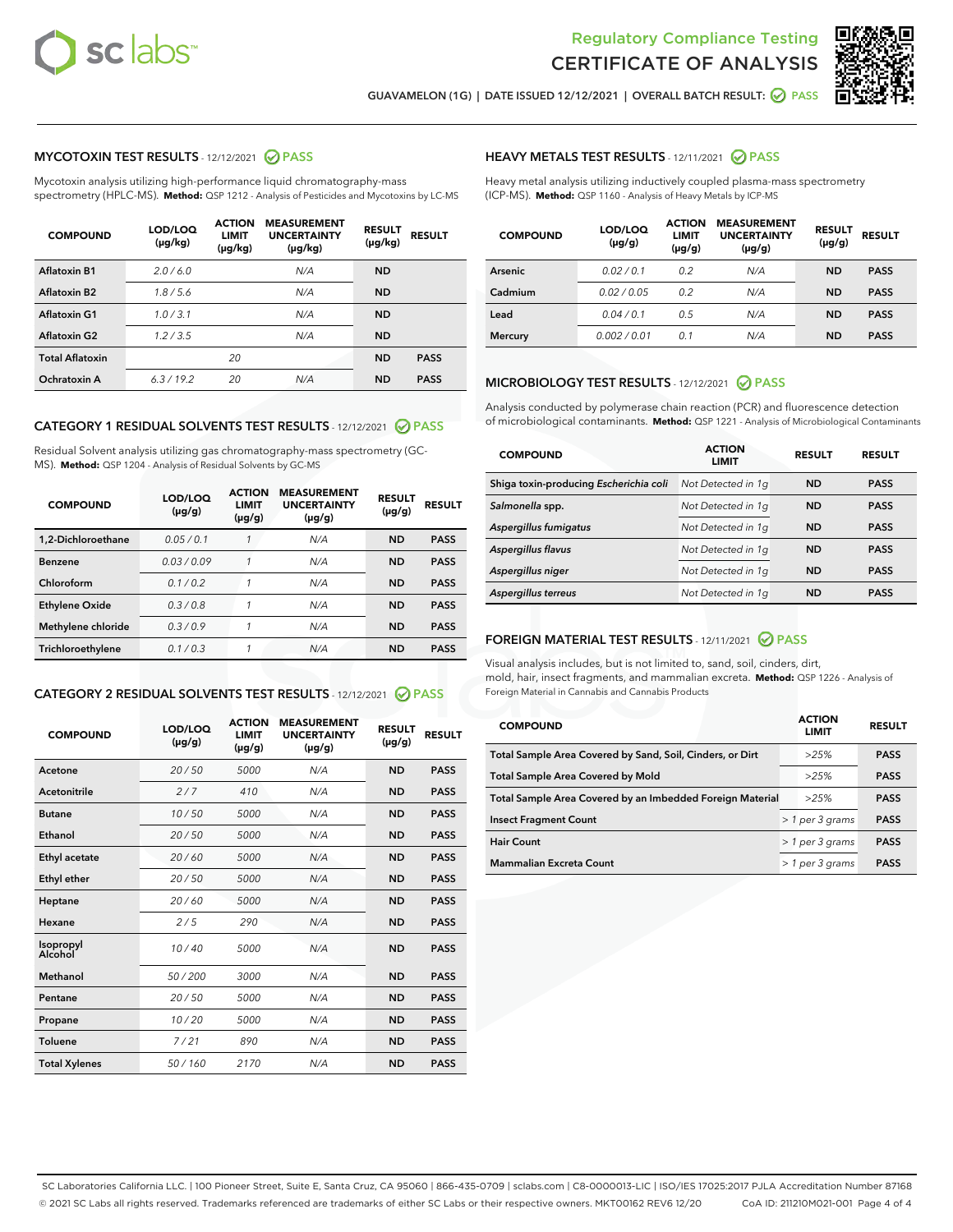Regulatory Compliance Testing
CERTIFICATE OF ANALYSIS

GUAVAMELON (1G) | DATE ISSUED 12/12/2021 | OVERALL BATCH RESULT: PASS

## MYCOTOXIN TEST RESULTS - 12/12/2021 PASS

Mycotoxin analysis utilizing high-performance liquid chromatography-mass spectrometry (HPLC-MS). **Method:** QSP 1212 - Analysis of Pesticides and Mycotoxins by LC-MS

| COMPOUND | LOD/LOQ (µg/kg) | ACTION LIMIT (µg/kg) | MEASUREMENT UNCERTAINTY (µg/kg) | RESULT (µg/kg) | RESULT |
|---|---|---|---|---|---|
| Aflatoxin B1 | 2.0 / 6.0 | | N/A | ND | |
| Aflatoxin B2 | 1.8 / 5.6 | | N/A | ND | |
| Aflatoxin G1 | 1.0 / 3.1 | | N/A | ND | |
| Aflatoxin G2 | 1.2 / 3.5 | | N/A | ND | |
| Total Aflatoxin | | 20 | | ND | PASS |
| Ochratoxin A | 6.3 / 19.2 | 20 | N/A | ND | PASS |

## CATEGORY 1 RESIDUAL SOLVENTS TEST RESULTS - 12/12/2021 PASS

Residual Solvent analysis utilizing gas chromatography-mass spectrometry (GC-MS). **Method:** QSP 1204 - Analysis of Residual Solvents by GC-MS

| COMPOUND | LOD/LOQ (µg/g) | ACTION LIMIT (µg/g) | MEASUREMENT UNCERTAINTY (µg/g) | RESULT (µg/g) | RESULT |
|---|---|---|---|---|---|
| 1,2-Dichloroethane | 0.05 / 0.1 | 1 | N/A | ND | PASS |
| Benzene | 0.03 / 0.09 | 1 | N/A | ND | PASS |
| Chloroform | 0.1 / 0.2 | 1 | N/A | ND | PASS |
| Ethylene Oxide | 0.3 / 0.8 | 1 | N/A | ND | PASS |
| Methylene chloride | 0.3 / 0.9 | 1 | N/A | ND | PASS |
| Trichloroethylene | 0.1 / 0.3 | 1 | N/A | ND | PASS |

## CATEGORY 2 RESIDUAL SOLVENTS TEST RESULTS - 12/12/2021 PASS

| COMPOUND | LOD/LOQ (µg/g) | ACTION LIMIT (µg/g) | MEASUREMENT UNCERTAINTY (µg/g) | RESULT (µg/g) | RESULT |
|---|---|---|---|---|---|
| Acetone | 20 / 50 | 5000 | N/A | ND | PASS |
| Acetonitrile | 2 / 7 | 410 | N/A | ND | PASS |
| Butane | 10 / 50 | 5000 | N/A | ND | PASS |
| Ethanol | 20 / 50 | 5000 | N/A | ND | PASS |
| Ethyl acetate | 20 / 60 | 5000 | N/A | ND | PASS |
| Ethyl ether | 20 / 50 | 5000 | N/A | ND | PASS |
| Heptane | 20 / 60 | 5000 | N/A | ND | PASS |
| Hexane | 2 / 5 | 290 | N/A | ND | PASS |
| Isopropyl Alcohol | 10 / 40 | 5000 | N/A | ND | PASS |
| Methanol | 50 / 200 | 3000 | N/A | ND | PASS |
| Pentane | 20 / 50 | 5000 | N/A | ND | PASS |
| Propane | 10 / 20 | 5000 | N/A | ND | PASS |
| Toluene | 7 / 21 | 890 | N/A | ND | PASS |
| Total Xylenes | 50 / 160 | 2170 | N/A | ND | PASS |

## HEAVY METALS TEST RESULTS - 12/11/2021 PASS

Heavy metal analysis utilizing inductively coupled plasma-mass spectrometry (ICP-MS). **Method:** QSP 1160 - Analysis of Heavy Metals by ICP-MS

| COMPOUND | LOD/LOQ (µg/g) | ACTION LIMIT (µg/g) | MEASUREMENT UNCERTAINTY (µg/g) | RESULT (µg/g) | RESULT |
|---|---|---|---|---|---|
| Arsenic | 0.02 / 0.1 | 0.2 | N/A | ND | PASS |
| Cadmium | 0.02 / 0.05 | 0.2 | N/A | ND | PASS |
| Lead | 0.04 / 0.1 | 0.5 | N/A | ND | PASS |
| Mercury | 0.002 / 0.01 | 0.1 | N/A | ND | PASS |

## MICROBIOLOGY TEST RESULTS - 12/12/2021 PASS

Analysis conducted by polymerase chain reaction (PCR) and fluorescence detection of microbiological contaminants. **Method:** QSP 1221 - Analysis of Microbiological Contaminants

| COMPOUND | ACTION LIMIT | RESULT | RESULT |
|---|---|---|---|
| Shiga toxin-producing *Escherichia coli* | Not Detected in 1g | ND | PASS |
| *Salmonella* spp. | Not Detected in 1g | ND | PASS |
| *Aspergillus fumigatus* | Not Detected in 1g | ND | PASS |
| *Aspergillus flavus* | Not Detected in 1g | ND | PASS |
| *Aspergillus niger* | Not Detected in 1g | ND | PASS |
| *Aspergillus terreus* | Not Detected in 1g | ND | PASS |

## FOREIGN MATERIAL TEST RESULTS - 12/11/2021 PASS

Visual analysis includes, but is not limited to, sand, soil, cinders, dirt, mold, hair, insect fragments, and mammalian excreta. **Method:** QSP 1226 - Analysis of Foreign Material in Cannabis and Cannabis Products

| COMPOUND | ACTION LIMIT | RESULT |
|---|---|---|
| Total Sample Area Covered by Sand, Soil, Cinders, or Dirt | >25% | PASS |
| Total Sample Area Covered by Mold | >25% | PASS |
| Total Sample Area Covered by an Imbedded Foreign Material | >25% | PASS |
| Insect Fragment Count | > 1 per 3 grams | PASS |
| Hair Count | > 1 per 3 grams | PASS |
| Mammalian Excreta Count | > 1 per 3 grams | PASS |

SC Laboratories California LLC. | 100 Pioneer Street, Suite E, Santa Cruz, CA 95060 | 866-435-0709 | sclabs.com | C8-0000013-LIC | ISO/IES 17025:2017 PJLA Accreditation Number 87168
© 2021 SC Labs all rights reserved. Trademarks referenced are trademarks of either SC Labs or their respective owners. MKT00162 REV6 12/20 CoA ID: 211210M021-001